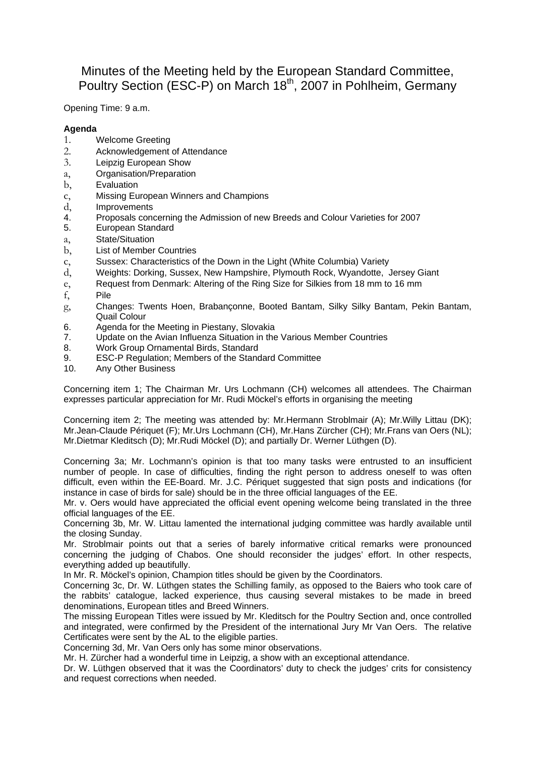# Minutes of the Meeting held by the European Standard Committee, Poultry Section (ESC-P) on March 18th, 2007 in Pohlheim, Germany

Opening Time: 9 a.m.

**Agenda**

1. Welcome Greeting
2. Acknowledgement of Attendance
3. Leipzig European Show
   a, Organisation/Preparation
   b, Evaluation
   c, Missing European Winners and Champions
   d, Improvements
4. Proposals concerning the Admission of new Breeds and Colour Varieties for 2007
5. European Standard
   a, State/Situation
   b, List of Member Countries
   c, Sussex: Characteristics of the Down in the Light (White Columbia) Variety
   d, Weights: Dorking, Sussex, New Hampshire, Plymouth Rock, Wyandotte, Jersey Giant
   e, Request from Denmark: Altering of the Ring Size for Silkies from 18 mm to 16 mm
   f, Pile
   g, Changes: Twents Hoen, Brabançonne, Booted Bantam, Silky Silky Bantam, Pekin Bantam, Quail Colour
6. Agenda for the Meeting in Piestany, Slovakia
7. Update on the Avian Influenza Situation in the Various Member Countries
8. Work Group Ornamental Birds, Standard
9. ESC-P Regulation; Members of the Standard Committee
10. Any Other Business

Concerning item 1; The Chairman Mr. Urs Lochmann (CH) welcomes all attendees. The Chairman expresses particular appreciation for Mr. Rudi Möckel's efforts in organising the meeting

Concerning item 2; The meeting was attended by: Mr.Hermann Stroblmair (A); Mr.Willy Littau (DK); Mr.Jean-Claude Périquet (F); Mr.Urs Lochmann (CH), Mr.Hans Zürcher (CH); Mr.Frans van Oers (NL); Mr.Dietmar Kleditsch (D); Mr.Rudi Möckel (D); and partially Dr. Werner Lüthgen (D).

Concerning 3a; Mr. Lochmann's opinion is that too many tasks were entrusted to an insufficient number of people. In case of difficulties, finding the right person to address oneself to was often difficult, even within the EE-Board. Mr. J.C. Périquet suggested that sign posts and indications (for instance in case of birds for sale) should be in the three official languages of the EE.

Mr. v. Oers would have appreciated the official event opening welcome being translated in the three official languages of the EE.

Concerning 3b, Mr. W. Littau lamented the international judging committee was hardly available until the closing Sunday.

Mr. Stroblmair points out that a series of barely informative critical remarks were pronounced concerning the judging of Chabos. One should reconsider the judges' effort. In other respects, everything added up beautifully.

In Mr. R. Möckel's opinion, Champion titles should be given by the Coordinators.

Concerning 3c, Dr. W. Lüthgen states the Schilling family, as opposed to the Baiers who took care of the rabbits' catalogue, lacked experience, thus causing several mistakes to be made in breed denominations, European titles and Breed Winners.

The missing European Titles were issued by Mr. Kleditsch for the Poultry Section and, once controlled and integrated, were confirmed by the President of the international Jury Mr Van Oers. The relative Certificates were sent by the AL to the eligible parties.

Concerning 3d, Mr. Van Oers only has some minor observations.

Mr. H. Zürcher had a wonderful time in Leipzig, a show with an exceptional attendance.

Dr. W. Lüthgen observed that it was the Coordinators' duty to check the judges' crits for consistency and request corrections when needed.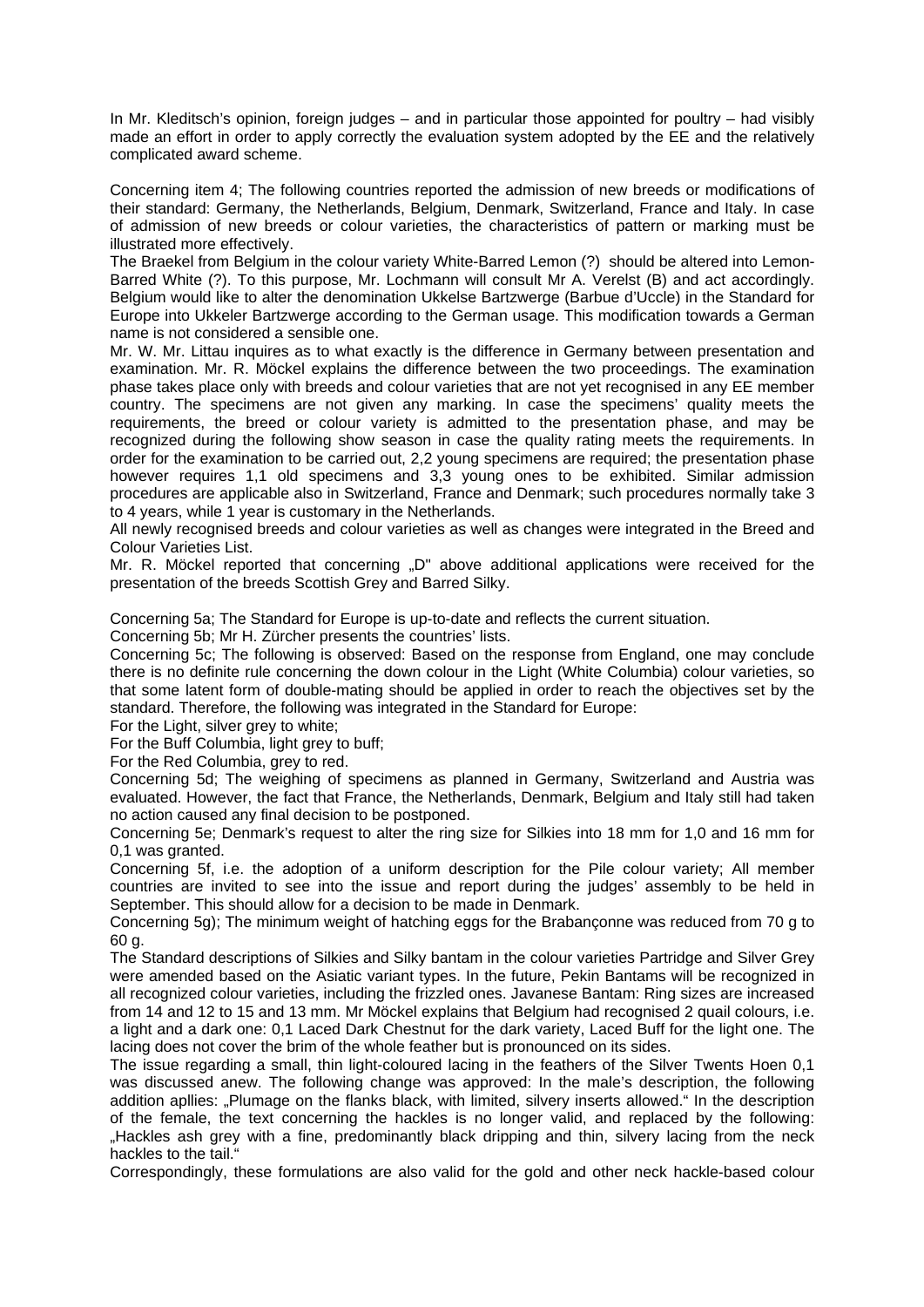In Mr. Kleditsch's opinion, foreign judges – and in particular those appointed for poultry – had visibly made an effort in order to apply correctly the evaluation system adopted by the EE and the relatively complicated award scheme.

Concerning item 4; The following countries reported the admission of new breeds or modifications of their standard: Germany, the Netherlands, Belgium, Denmark, Switzerland, France and Italy. In case of admission of new breeds or colour varieties, the characteristics of pattern or marking must be illustrated more effectively.

The Braekel from Belgium in the colour variety White-Barred Lemon (?) should be altered into Lemon-Barred White (?). To this purpose, Mr. Lochmann will consult Mr A. Verelst (B) and act accordingly. Belgium would like to alter the denomination Ukkelse Bartzwerge (Barbue d'Uccle) in the Standard for Europe into Ukkeler Bartzwerge according to the German usage. This modification towards a German name is not considered a sensible one.

Mr. W. Mr. Littau inquires as to what exactly is the difference in Germany between presentation and examination. Mr. R. Möckel explains the difference between the two proceedings. The examination phase takes place only with breeds and colour varieties that are not yet recognised in any EE member country. The specimens are not given any marking. In case the specimens' quality meets the requirements, the breed or colour variety is admitted to the presentation phase, and may be recognized during the following show season in case the quality rating meets the requirements. In order for the examination to be carried out, 2,2 young specimens are required; the presentation phase however requires 1,1 old specimens and 3,3 young ones to be exhibited. Similar admission procedures are applicable also in Switzerland, France and Denmark; such procedures normally take 3 to 4 years, while 1 year is customary in the Netherlands.

All newly recognised breeds and colour varieties as well as changes were integrated in the Breed and Colour Varieties List.

Mr. R. Möckel reported that concerning „D" above additional applications were received for the presentation of the breeds Scottish Grey and Barred Silky.

Concerning 5a; The Standard for Europe is up-to-date and reflects the current situation.

Concerning 5b; Mr H. Zürcher presents the countries' lists.

Concerning 5c; The following is observed: Based on the response from England, one may conclude there is no definite rule concerning the down colour in the Light (White Columbia) colour varieties, so that some latent form of double-mating should be applied in order to reach the objectives set by the standard. Therefore, the following was integrated in the Standard for Europe:

For the Light, silver grey to white;

For the Buff Columbia, light grey to buff;

For the Red Columbia, grey to red.

Concerning 5d; The weighing of specimens as planned in Germany, Switzerland and Austria was evaluated. However, the fact that France, the Netherlands, Denmark, Belgium and Italy still had taken no action caused any final decision to be postponed.

Concerning 5e; Denmark's request to alter the ring size for Silkies into 18 mm for 1,0 and 16 mm for 0,1 was granted.

Concerning 5f, i.e. the adoption of a uniform description for the Pile colour variety; All member countries are invited to see into the issue and report during the judges' assembly to be held in September. This should allow for a decision to be made in Denmark.

Concerning 5g); The minimum weight of hatching eggs for the Brabançonne was reduced from 70 g to 60 g.

The Standard descriptions of Silkies and Silky bantam in the colour varieties Partridge and Silver Grey were amended based on the Asiatic variant types. In the future, Pekin Bantams will be recognized in all recognized colour varieties, including the frizzled ones. Javanese Bantam: Ring sizes are increased from 14 and 12 to 15 and 13 mm. Mr Möckel explains that Belgium had recognised 2 quail colours, i.e. a light and a dark one: 0,1 Laced Dark Chestnut for the dark variety, Laced Buff for the light one. The lacing does not cover the brim of the whole feather but is pronounced on its sides.

The issue regarding a small, thin light-coloured lacing in the feathers of the Silver Twents Hoen 0,1 was discussed anew. The following change was approved: In the male's description, the following addition apllies: „Plumage on the flanks black, with limited, silvery inserts allowed." In the description of the female, the text concerning the hackles is no longer valid, and replaced by the following: „Hackles ash grey with a fine, predominantly black dripping and thin, silvery lacing from the neck hackles to the tail."

Correspondingly, these formulations are also valid for the gold and other neck hackle-based colour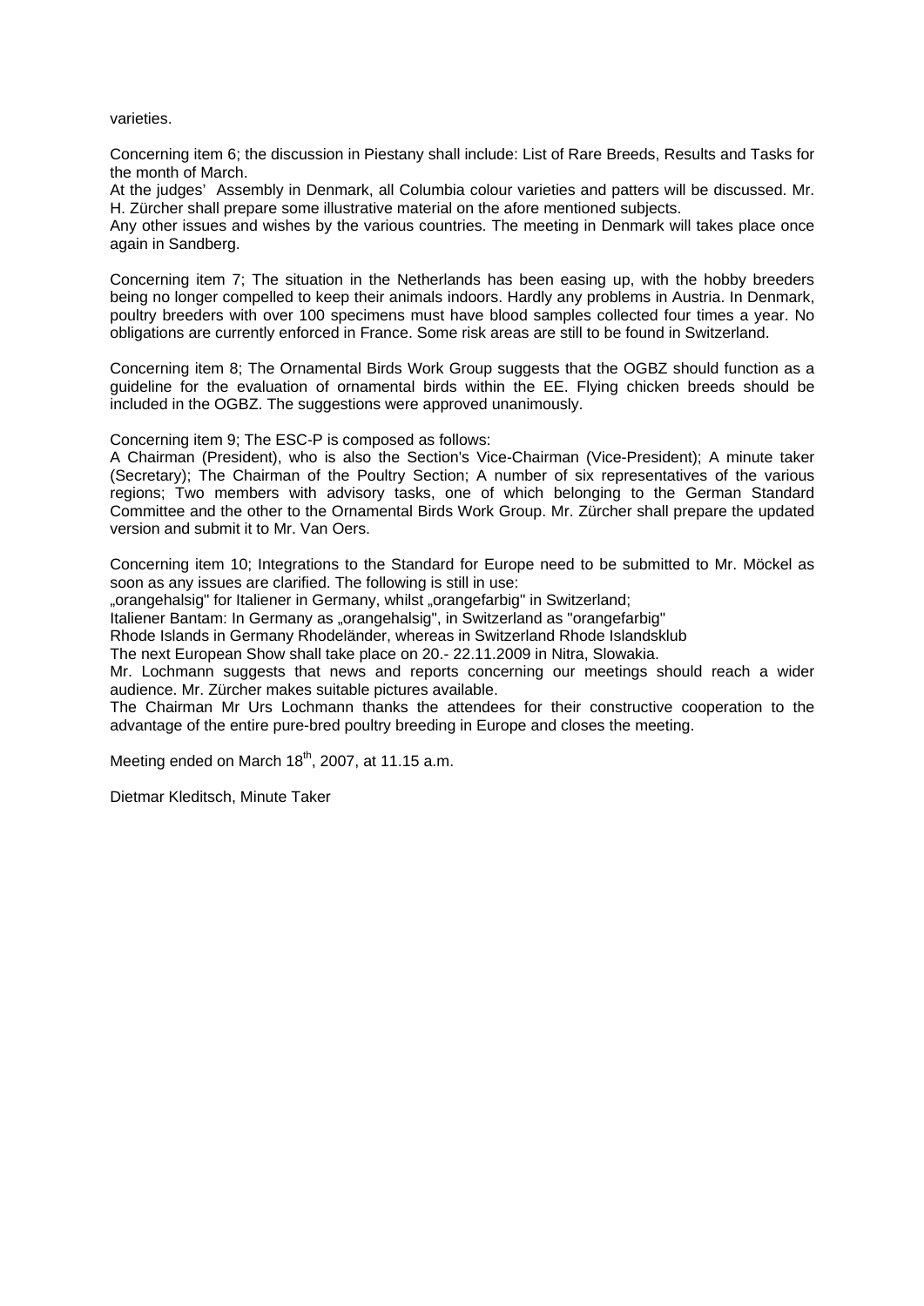varieties.

Concerning item 6; the discussion in Piestany shall include: List of Rare Breeds, Results and Tasks for the month of March.
At the judges' Assembly in Denmark, all Columbia colour varieties and patters will be discussed. Mr. H. Zürcher shall prepare some illustrative material on the afore mentioned subjects.
Any other issues and wishes by the various countries. The meeting in Denmark will takes place once again in Sandberg.

Concerning item 7; The situation in the Netherlands has been easing up, with the hobby breeders being no longer compelled to keep their animals indoors. Hardly any problems in Austria. In Denmark, poultry breeders with over 100 specimens must have blood samples collected four times a year. No obligations are currently enforced in France. Some risk areas are still to be found in Switzerland.

Concerning item 8; The Ornamental Birds Work Group suggests that the OGBZ should function as a guideline for the evaluation of ornamental birds within the EE. Flying chicken breeds should be included in the OGBZ. The suggestions were approved unanimously.

Concerning item 9; The ESC-P is composed as follows:
A Chairman (President), who is also the Section's Vice-Chairman (Vice-President); A minute taker (Secretary); The Chairman of the Poultry Section; A number of six representatives of the various regions; Two members with advisory tasks, one of which belonging to the German Standard Committee and the other to the Ornamental Birds Work Group. Mr. Zürcher shall prepare the updated version and submit it to Mr. Van Oers.

Concerning item 10; Integrations to the Standard for Europe need to be submitted to Mr. Möckel as soon as any issues are clarified. The following is still in use:
„orangehalsig" for Italiener in Germany, whilst „orangefarbig" in Switzerland;
Italiener Bantam: In Germany as „orangehalsig", in Switzerland as "orangefarbig"
Rhode Islands in Germany Rhodeländer, whereas in Switzerland Rhode Islandsklub
The next European Show shall take place on 20.- 22.11.2009 in Nitra, Slowakia.
Mr. Lochmann suggests that news and reports concerning our meetings should reach a wider audience. Mr. Zürcher makes suitable pictures available.
The Chairman Mr Urs Lochmann thanks the attendees for their constructive cooperation to the advantage of the entire pure-bred poultry breeding in Europe and closes the meeting.

Meeting ended on March 18th, 2007, at 11.15 a.m.

Dietmar Kleditsch, Minute Taker